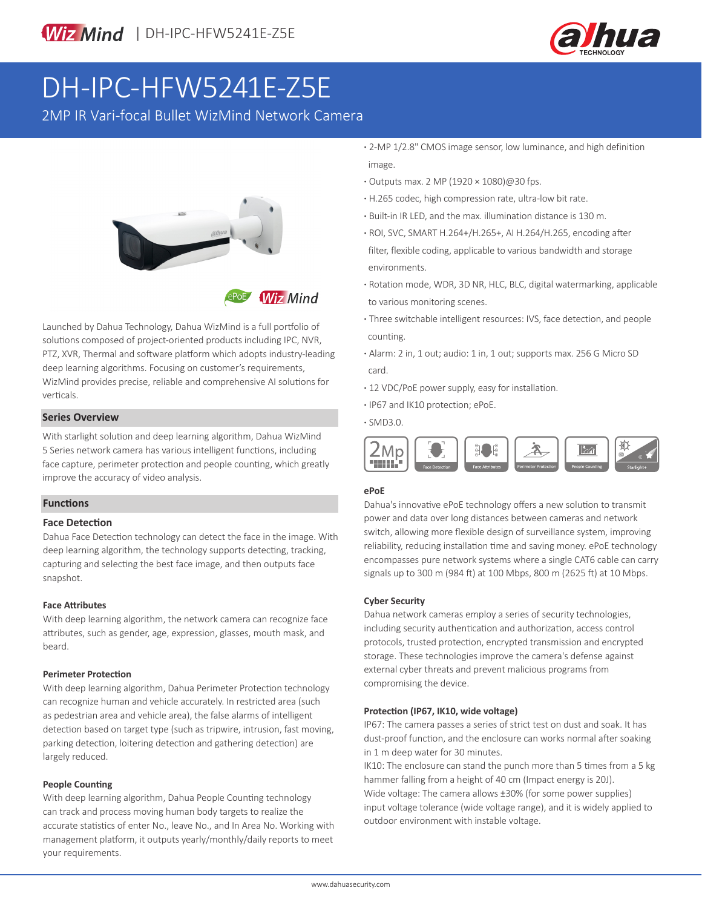WizMind | DH-IPC-HFW5241E-Z5E

# DH-IPC-HFW5241E-Z5E

2MP IR Vari-focal Bullet WizMind Network Camera

- 2-MP 1/2.8" CMOS image sensor, low luminance, and high definition image.
- Outputs max. 2 MP (1920 × 1080)@30 fps.
- H.265 codec, high compression rate, ultra-low bit rate.
- Built-in IR LED, and the max. illumination distance is 130 m.
- ROI, SVC, SMART H.264+/H.265+, AI H.264/H.265, encoding after filter, flexible coding, applicable to various bandwidth and storage environments.
- Rotation mode, WDR, 3D NR, HLC, BLC, digital watermarking, applicable to various monitoring scenes.
- Three switchable intelligent resources: IVS, face detection, and people counting.
- Alarm: 2 in, 1 out; audio: 1 in, 1 out; supports max. 256 G Micro SD card.
- 12 VDC/PoE power supply, easy for installation.
- IP67 and IK10 protection; ePoE.
- SMD3.0.

Launched by Dahua Technology, Dahua WizMind is a full portfolio of solutions composed of project-oriented products including IPC, NVR, PTZ, XVR, Thermal and software platform which adopts industry-leading deep learning algorithms. Focusing on customer's requirements, WizMind provides precise, reliable and comprehensive AI solutions for verticals.

## Series Overview

With starlight solution and deep learning algorithm, Dahua WizMind 5 Series network camera has various intelligent functions, including face capture, perimeter protection and people counting, which greatly improve the accuracy of video analysis.

## Functions

### Face Detection

Dahua Face Detection technology can detect the face in the image. With deep learning algorithm, the technology supports detecting, tracking, capturing and selecting the best face image, and then outputs face snapshot.

#### Face Attributes

With deep learning algorithm, the network camera can recognize face attributes, such as gender, age, expression, glasses, mouth mask, and beard.

#### Perimeter Protection

With deep learning algorithm, Dahua Perimeter Protection technology can recognize human and vehicle accurately. In restricted area (such as pedestrian area and vehicle area), the false alarms of intelligent detection based on target type (such as tripwire, intrusion, fast moving, parking detection, loitering detection and gathering detection) are largely reduced.

#### People Counting

With deep learning algorithm, Dahua People Counting technology can track and process moving human body targets to realize the accurate statistics of enter No., leave No., and In Area No. Working with management platform, it outputs yearly/monthly/daily reports to meet your requirements.

#### ePoE

Dahua's innovative ePoE technology offers a new solution to transmit power and data over long distances between cameras and network switch, allowing more flexible design of surveillance system, improving reliability, reducing installation time and saving money. ePoE technology encompasses pure network systems where a single CAT6 cable can carry signals up to 300 m (984 ft) at 100 Mbps, 800 m (2625 ft) at 10 Mbps.

#### Cyber Security

Dahua network cameras employ a series of security technologies, including security authentication and authorization, access control protocols, trusted protection, encrypted transmission and encrypted storage. These technologies improve the camera's defense against external cyber threats and prevent malicious programs from compromising the device.

#### Protection (IP67, IK10, wide voltage)

IP67: The camera passes a series of strict test on dust and soak. It has dust-proof function, and the enclosure can works normal after soaking in 1 m deep water for 30 minutes.

IK10: The enclosure can stand the punch more than 5 times from a 5 kg hammer falling from a height of 40 cm (Impact energy is 20J).

Wide voltage: The camera allows ±30% (for some power supplies) input voltage tolerance (wide voltage range), and it is widely applied to outdoor environment with instable voltage.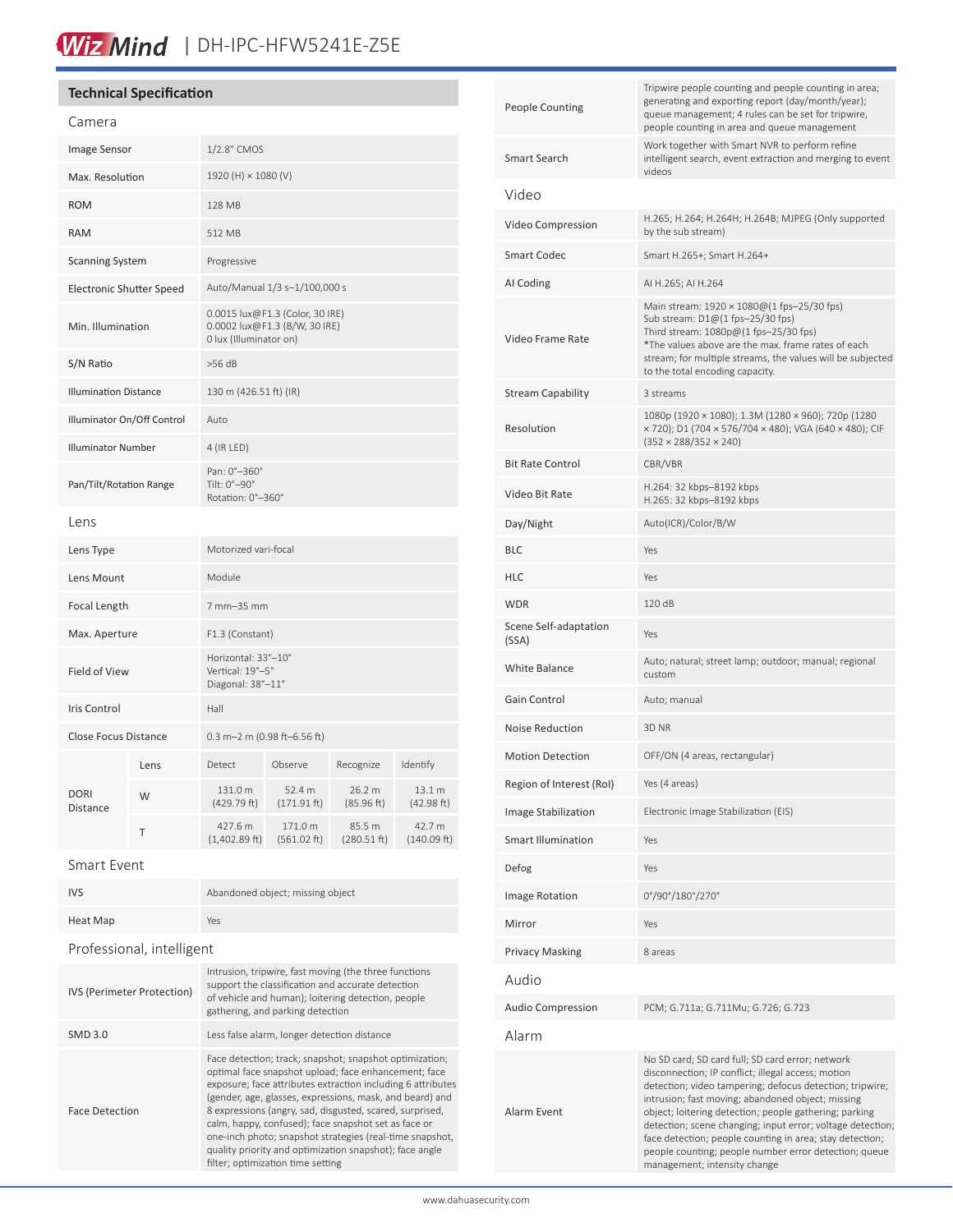## Technical Specification

### Camera

| | |
|---|---|
| Image Sensor | 1/2.8" CMOS |
| Max. Resolution | 1920 (H) × 1080 (V) |
| ROM | 128 MB |
| RAM | 512 MB |
| Scanning System | Progressive |
| Electronic Shutter Speed | Auto/Manual 1/3 s–1/100,000 s |
| Min. Illumination | 0.0015 lux@F1.3 (Color, 30 IRE)<br>0.0002 lux@F1.3 (B/W, 30 IRE)<br>0 lux (Illuminator on) |
| S/N Ratio | >56 dB |
| Illumination Distance | 130 m (426.51 ft) (IR) |
| Illuminator On/Off Control | Auto |
| Illuminator Number | 4 (IR LED) |
| Pan/Tilt/Rotation Range | Pan: 0°–360°<br>Tilt: 0°–90°<br>Rotation: 0°–360° |

### Lens

| | |
|---|---|
| Lens Type | Motorized vari-focal |
| Lens Mount | Module |
| Focal Length | 7 mm–35 mm |
| Max. Aperture | F1.3 (Constant) |
| Field of View | Horizontal: 33°–10°<br>Vertical: 19°–5°<br>Diagonal: 38°–11° |
| Iris Control | Hall |
| Close Focus Distance | 0.3 m–2 m (0.98 ft–6.56 ft) |

| DORI Distance | Lens | Detect | Observe | Recognize | Identify |
|---|---|---|---|---|---|
| | W | 131.0 m (429.79 ft) | 52.4 m (171.91 ft) | 26.2 m (85.96 ft) | 13.1 m (42.98 ft) |
| | T | 427.6 m (1,402.89 ft) | 171.0 m (561.02 ft) | 85.5 m (280.51 ft) | 42.7 m (140.09 ft) |

### Smart Event

| | |
|---|---|
| IVS | Abandoned object; missing object |
| Heat Map | Yes |

### Professional, intelligent

| | |
|---|---|
| IVS (Perimeter Protection) | Intrusion, tripwire, fast moving (the three functions support the classification and accurate detection of vehicle and human); loitering detection, people gathering, and parking detection |
| SMD 3.0 | Less false alarm, longer detection distance |
| Face Detection | Face detection; track; snapshot; snapshot optimization; optimal face snapshot upload; face enhancement; face exposure; face attributes extraction including 6 attributes (gender, age, glasses, expressions, mask, and beard) and 8 expressions (angry, sad, disgusted, scared, surprised, calm, happy, confused); face snapshot set as face or one-inch photo; snapshot strategies (real-time snapshot, quality priority and optimization snapshot); face angle filter; optimization time setting |
| People Counting | Tripwire people counting and people counting in area; generating and exporting report (day/month/year); queue management; 4 rules can be set for tripwire, people counting in area and queue management |
| Smart Search | Work together with Smart NVR to perform refine intelligent search, event extraction and merging to event videos |

### Video

| | |
|---|---|
| Video Compression | H.265; H.264; H.264H; H.264B; MJPEG (Only supported by the sub stream) |
| Smart Codec | Smart H.265+; Smart H.264+ |
| AI Coding | AI H.265; AI H.264 |
| Video Frame Rate | Main stream: 1920 × 1080@(1 fps–25/30 fps)<br>Sub stream: D1@(1 fps–25/30 fps)<br>Third stream: 1080p@(1 fps–25/30 fps)<br>*The values above are the max. frame rates of each stream; for multiple streams, the values will be subjected to the total encoding capacity. |
| Stream Capability | 3 streams |
| Resolution | 1080p (1920 × 1080); 1.3M (1280 × 960); 720p (1280 × 720); D1 (704 × 576/704 × 480); VGA (640 × 480); CIF (352 × 288/352 × 240) |
| Bit Rate Control | CBR/VBR |
| Video Bit Rate | H.264: 32 kbps–8192 kbps<br>H.265: 32 kbps–8192 kbps |
| Day/Night | Auto(ICR)/Color/B/W |
| BLC | Yes |
| HLC | Yes |
| WDR | 120 dB |
| Scene Self-adaptation (SSA) | Yes |
| White Balance | Auto; natural; street lamp; outdoor; manual; regional custom |
| Gain Control | Auto; manual |
| Noise Reduction | 3D NR |
| Motion Detection | OFF/ON (4 areas, rectangular) |
| Region of Interest (RoI) | Yes (4 areas) |
| Image Stabilization | Electronic Image Stabilization (EIS) |
| Smart Illumination | Yes |
| Defog | Yes |
| Image Rotation | 0°/90°/180°/270° |
| Mirror | Yes |
| Privacy Masking | 8 areas |

### Audio

| | |
|---|---|
| Audio Compression | PCM; G.711a; G.711Mu; G.726; G.723 |

### Alarm

| | |
|---|---|
| Alarm Event | No SD card; SD card full; SD card error; network disconnection; IP conflict; illegal access; motion detection; video tampering; defocus detection; tripwire; intrusion; fast moving; abandoned object; missing object; loitering detection; people gathering; parking detection; scene changing; input error; voltage detection; face detection; people counting in area; stay detection; people counting; people number error detection; queue management; intensity change |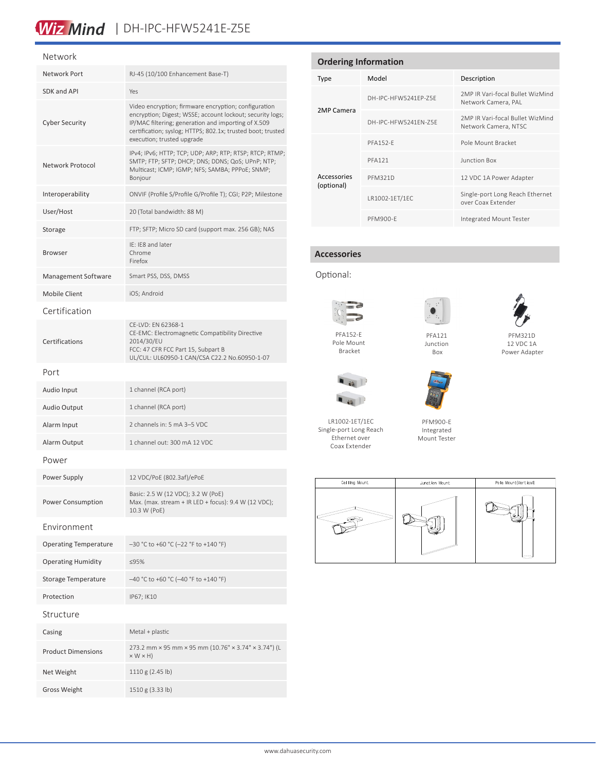## Network

| | |
|---|---|
| Network Port | RJ-45 (10/100 Enhancement Base-T) |
| SDK and API | Yes |
| Cyber Security | Video encryption; firmware encryption; configuration encryption; Digest; WSSE; account lockout; security logs; IP/MAC filtering; generation and importing of X.509 certification; syslog; HTTPS; 802.1x; trusted boot; trusted execution; trusted upgrade |
| Network Protocol | IPv4; IPv6; HTTP; TCP; UDP; ARP; RTP; RTSP; RTCP; RTMP; SMTP; FTP; SFTP; DHCP; DNS; DDNS; QoS; UPnP; NTP; Multicast; ICMP; IGMP; NFS; SAMBA; PPPoE; SNMP; Bonjour |
| Interoperability | ONVIF (Profile S/Profile G/Profile T); CGI; P2P; Milestone |
| User/Host | 20 (Total bandwidth: 88 M) |
| Storage | FTP; SFTP; Micro SD card (support max. 256 GB); NAS |
| Browser | IE: IE8 and later<br>Chrome<br>Firefox |
| Management Software | Smart PSS, DSS, DMSS |
| Mobile Client | iOS; Android |

## Certification

| | |
|---|---|
| Certifications | CE-LVD: EN 62368-1<br>CE-EMC: Electromagnetic Compatibility Directive 2014/30/EU<br>FCC: 47 CFR FCC Part 15, Subpart B<br>UL/CUL: UL60950-1 CAN/CSA C22.2 No.60950-1-07 |

## Port

| | |
|---|---|
| Audio Input | 1 channel (RCA port) |
| Audio Output | 1 channel (RCA port) |
| Alarm Input | 2 channels in: 5 mA 3–5 VDC |
| Alarm Output | 1 channel out: 300 mA 12 VDC |

## Power

| | |
|---|---|
| Power Supply | 12 VDC/PoE (802.3af)/ePoE |
| Power Consumption | Basic: 2.5 W (12 VDC); 3.2 W (PoE)<br>Max. (max. stream + IR LED + focus): 9.4 W (12 VDC); 10.3 W (PoE) |

## Environment

| | |
|---|---|
| Operating Temperature | –30 °C to +60 °C (–22 °F to +140 °F) |
| Operating Humidity | ≤95% |
| Storage Temperature | –40 °C to +60 °C (–40 °F to +140 °F) |
| Protection | IP67; IK10 |

## Structure

| | |
|---|---|
| Casing | Metal + plastic |
| Product Dimensions | 273.2 mm × 95 mm × 95 mm (10.76" × 3.74" × 3.74") (L × W × H) |
| Net Weight | 1110 g (2.45 lb) |
| Gross Weight | 1510 g (3.33 lb) |

## Ordering Information

| Type | Model | Description |
|---|---|---|
| 2MP Camera | DH-IPC-HFW5241EP-Z5E | 2MP IR Vari-focal Bullet WizMind Network Camera, PAL |
| | DH-IPC-HFW5241EN-Z5E | 2MP IR Vari-focal Bullet WizMind Network Camera, NTSC |
| Accessories (optional) | PFA152-E | Pole Mount Bracket |
| | PFA121 | Junction Box |
| | PFM321D | 12 VDC 1A Power Adapter |
| | LR1002-1ET/1EC | Single-port Long Reach Ethernet over Coax Extender |
| | PFM900-E | Integrated Mount Tester |

## Accessories

Optional:

PFA152-E Pole Mount Bracket

PFA121 Junction Box

PFM321D 12 VDC 1A Power Adapter

LR1002-1ET/1EC Single-port Long Reach Ethernet over Coax Extender

PFM900-E Integrated Mount Tester

| Ceiling Mount | Junction Mount | Pole Mount(Vertical) |
|---|---|---|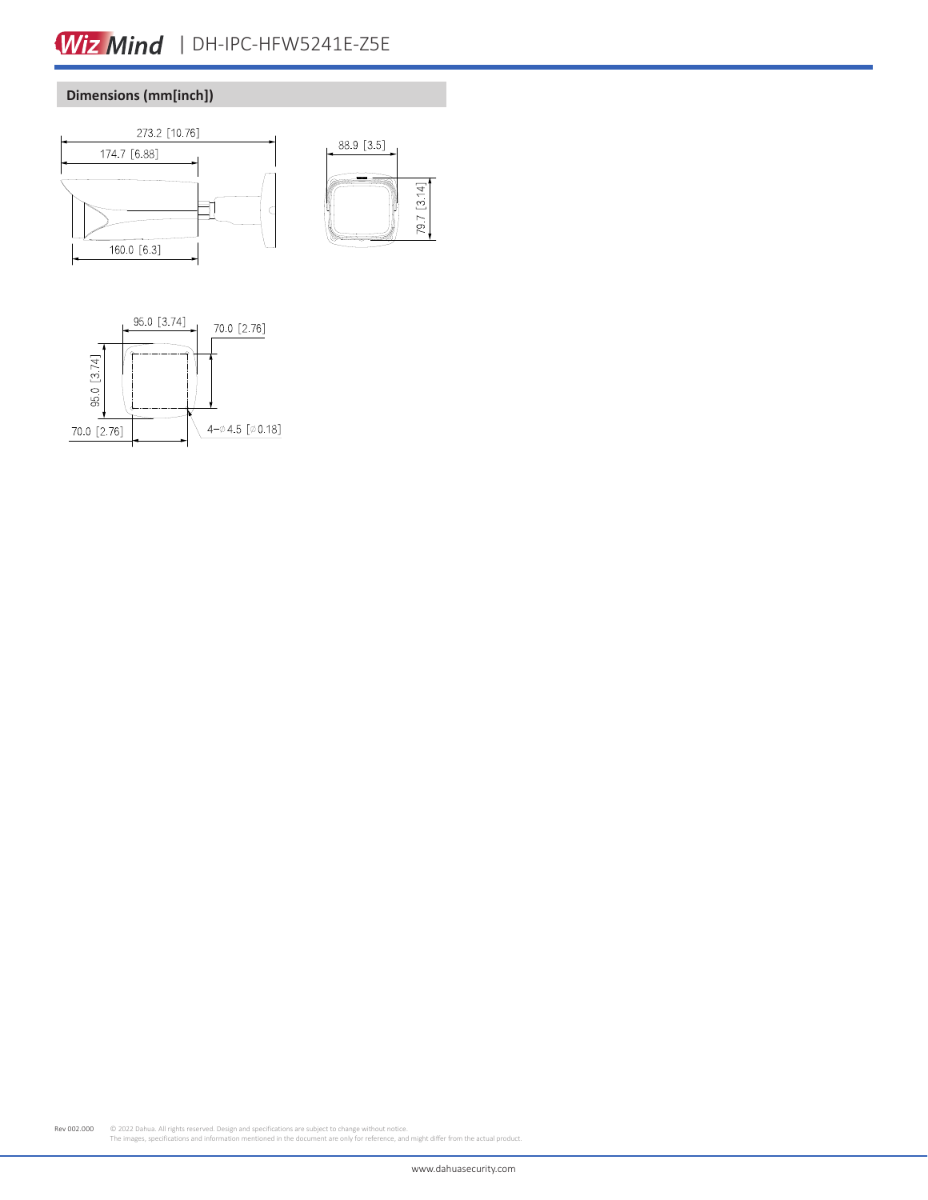## Dimensions (mm[inch])

273.2 [10.76]
174.7 [6.88]
160.0 [6.3]
88.9 [3.5]
79.7 [3.14]

95.0 [3.74]
70.0 [2.76]
95.0 [3.74]
70.0 [2.76]
4-⌀4.5 [⌀0.18]

Rev 002.000 © 2022 Dahua. All rights reserved. Design and specifications are subject to change without notice.
The images, specifications and information mentioned in the document are only for reference, and might differ from the actual product.

www.dahuasecurity.com